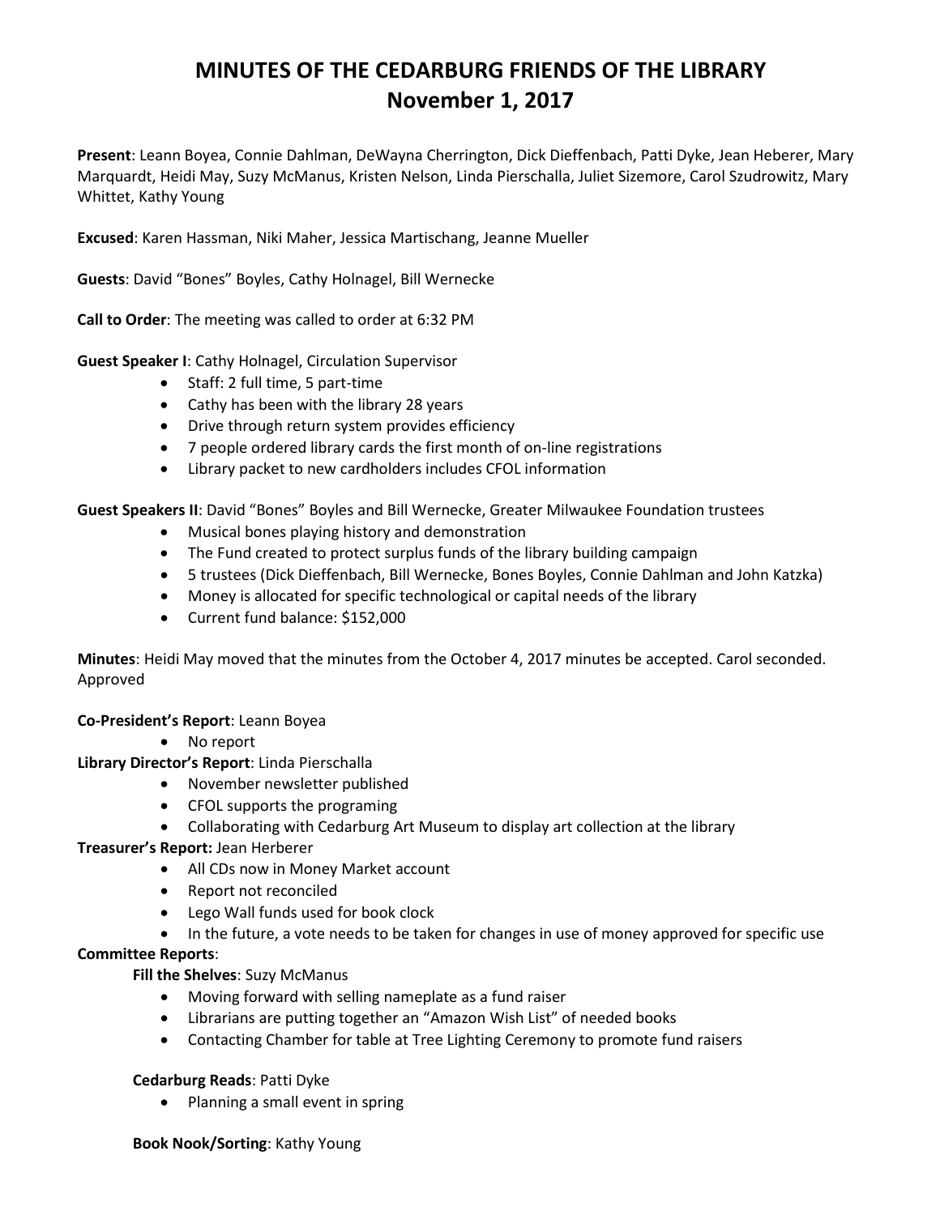# MINUTES OF THE CEDARBURG FRIENDS OF THE LIBRARY
# November 1, 2017

**Present**: Leann Boyea, Connie Dahlman, DeWayna Cherrington, Dick Dieffenbach, Patti Dyke, Jean Heberer, Mary Marquardt, Heidi May, Suzy McManus, Kristen Nelson, Linda Pierschalla, Juliet Sizemore, Carol Szudrowitz, Mary Whittet, Kathy Young

**Excused**: Karen Hassman, Niki Maher, Jessica Martischang, Jeanne Mueller

**Guests**: David "Bones" Boyles, Cathy Holnagel, Bill Wernecke

**Call to Order**: The meeting was called to order at 6:32 PM

**Guest Speaker I**: Cathy Holnagel, Circulation Supervisor

- Staff: 2 full time, 5 part-time
- Cathy has been with the library 28 years
- Drive through return system provides efficiency
- 7 people ordered library cards the first month of on-line registrations
- Library packet to new cardholders includes CFOL information

**Guest Speakers II**: David "Bones" Boyles and Bill Wernecke, Greater Milwaukee Foundation trustees

- Musical bones playing history and demonstration
- The Fund created to protect surplus funds of the library building campaign
- 5 trustees (Dick Dieffenbach, Bill Wernecke, Bones Boyles, Connie Dahlman and John Katzka)
- Money is allocated for specific technological or capital needs of the library
- Current fund balance: $152,000

**Minutes**: Heidi May moved that the minutes from the October 4, 2017 minutes be accepted. Carol seconded. Approved

**Co-President's Report**: Leann Boyea

- No report

**Library Director's Report**: Linda Pierschalla

- November newsletter published
- CFOL supports the programing
- Collaborating with Cedarburg Art Museum to display art collection at the library

**Treasurer's Report:** Jean Herberer

- All CDs now in Money Market account
- Report not reconciled
- Lego Wall funds used for book clock
- In the future, a vote needs to be taken for changes in use of money approved for specific use

**Committee Reports**:

**Fill the Shelves**: Suzy McManus

- Moving forward with selling nameplate as a fund raiser
- Librarians are putting together an "Amazon Wish List" of needed books
- Contacting Chamber for table at Tree Lighting Ceremony to promote fund raisers

**Cedarburg Reads**: Patti Dyke

- Planning a small event in spring

**Book Nook/Sorting**: Kathy Young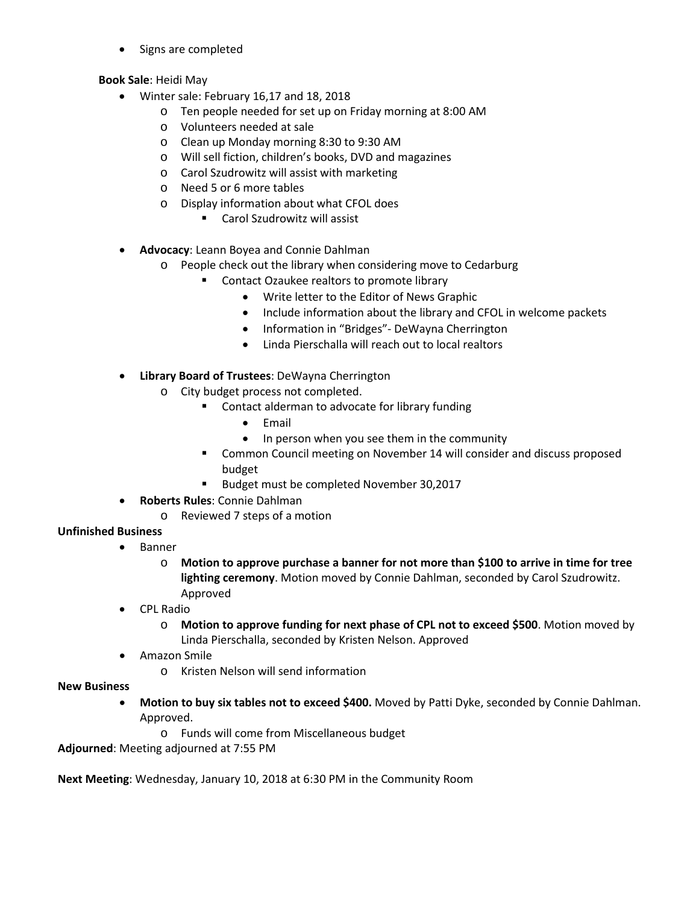- Signs are completed

**Book Sale**: Heidi May

- Winter sale: February 16,17 and 18, 2018
    - Ten people needed for set up on Friday morning at 8:00 AM
    - Volunteers needed at sale
    - Clean up Monday morning 8:30 to 9:30 AM
    - Will sell fiction, children's books, DVD and magazines
    - Carol Szudrowitz will assist with marketing
    - Need 5 or 6 more tables
    - Display information about what CFOL does
        - Carol Szudrowitz will assist

- **Advocacy**: Leann Boyea and Connie Dahlman
    - People check out the library when considering move to Cedarburg
        - Contact Ozaukee realtors to promote library
            - Write letter to the Editor of News Graphic
            - Include information about the library and CFOL in welcome packets
            - Information in "Bridges"- DeWayna Cherrington
            - Linda Pierschalla will reach out to local realtors

- **Library Board of Trustees**: DeWayna Cherrington
    - City budget process not completed.
        - Contact alderman to advocate for library funding
            - Email
            - In person when you see them in the community
        - Common Council meeting on November 14 will consider and discuss proposed budget
        - Budget must be completed November 30,2017
- **Roberts Rules**: Connie Dahlman
    - Reviewed 7 steps of a motion

**Unfinished Business**

- Banner
    - **Motion to approve purchase a banner for not more than $100 to arrive in time for tree lighting ceremony**. Motion moved by Connie Dahlman, seconded by Carol Szudrowitz. Approved
- CPL Radio
    - **Motion to approve funding for next phase of CPL not to exceed $500**. Motion moved by Linda Pierschalla, seconded by Kristen Nelson. Approved
- Amazon Smile
    - Kristen Nelson will send information

**New Business**

- **Motion to buy six tables not to exceed $400.** Moved by Patti Dyke, seconded by Connie Dahlman. Approved.
    - Funds will come from Miscellaneous budget

**Adjourned**: Meeting adjourned at 7:55 PM

**Next Meeting**: Wednesday, January 10, 2018 at 6:30 PM in the Community Room